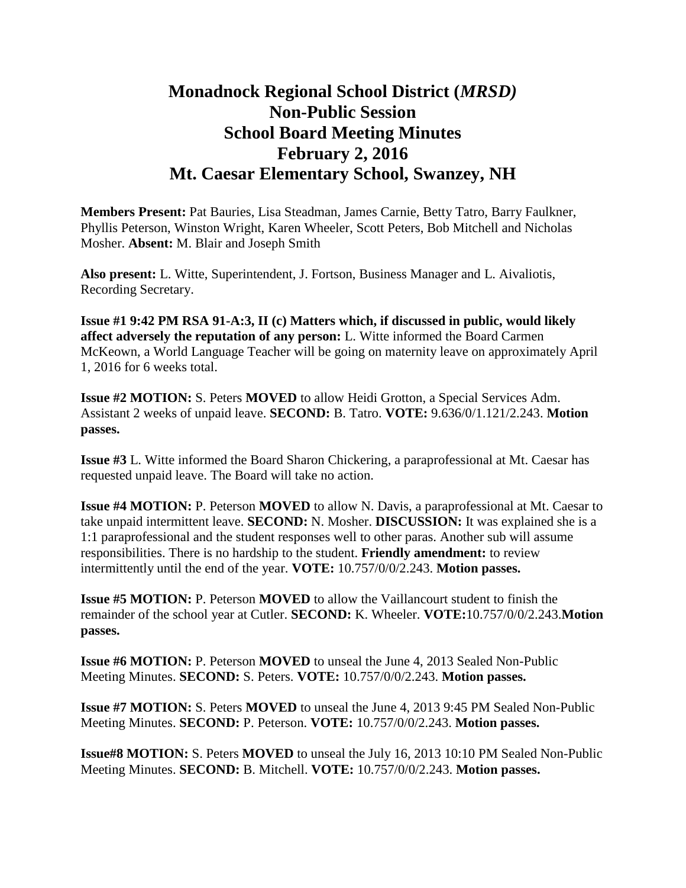# Monadnock Regional School District (*MRSD)*
# Non-Public Session
# School Board Meeting Minutes
# February 2, 2016
# Mt. Caesar Elementary School, Swanzey, NH

**Members Present:** Pat Bauries, Lisa Steadman, James Carnie, Betty Tatro, Barry Faulkner, Phyllis Peterson, Winston Wright, Karen Wheeler, Scott Peters, Bob Mitchell and Nicholas Mosher. **Absent:** M. Blair and Joseph Smith

**Also present:** L. Witte, Superintendent, J. Fortson, Business Manager and L. Aivaliotis, Recording Secretary.

**Issue #1 9:42 PM RSA 91-A:3, II (c) Matters which, if discussed in public, would likely affect adversely the reputation of any person:** L. Witte informed the Board Carmen McKeown, a World Language Teacher will be going on maternity leave on approximately April 1, 2016 for 6 weeks total.

**Issue #2 MOTION:** S. Peters **MOVED** to allow Heidi Grotton, a Special Services Adm. Assistant 2 weeks of unpaid leave. **SECOND:** B. Tatro. **VOTE:** 9.636/0/1.121/2.243. **Motion passes.**

**Issue #3** L. Witte informed the Board Sharon Chickering, a paraprofessional at Mt. Caesar has requested unpaid leave. The Board will take no action.

**Issue #4 MOTION:** P. Peterson **MOVED** to allow N. Davis, a paraprofessional at Mt. Caesar to take unpaid intermittent leave. **SECOND:** N. Mosher. **DISCUSSION:** It was explained she is a 1:1 paraprofessional and the student responses well to other paras. Another sub will assume responsibilities. There is no hardship to the student. **Friendly amendment:** to review intermittently until the end of the year. **VOTE:** 10.757/0/0/2.243. **Motion passes.**

**Issue #5 MOTION:** P. Peterson **MOVED** to allow the Vaillancourt student to finish the remainder of the school year at Cutler. **SECOND:** K. Wheeler. **VOTE:**10.757/0/0/2.243.**Motion passes.**

**Issue #6 MOTION:** P. Peterson **MOVED** to unseal the June 4, 2013 Sealed Non-Public Meeting Minutes. **SECOND:** S. Peters. **VOTE:** 10.757/0/0/2.243. **Motion passes.**

**Issue #7 MOTION:** S. Peters **MOVED** to unseal the June 4, 2013 9:45 PM Sealed Non-Public Meeting Minutes. **SECOND:** P. Peterson. **VOTE:** 10.757/0/0/2.243. **Motion passes.**

**Issue#8 MOTION:** S. Peters **MOVED** to unseal the July 16, 2013 10:10 PM Sealed Non-Public Meeting Minutes. **SECOND:** B. Mitchell. **VOTE:** 10.757/0/0/2.243. **Motion passes.**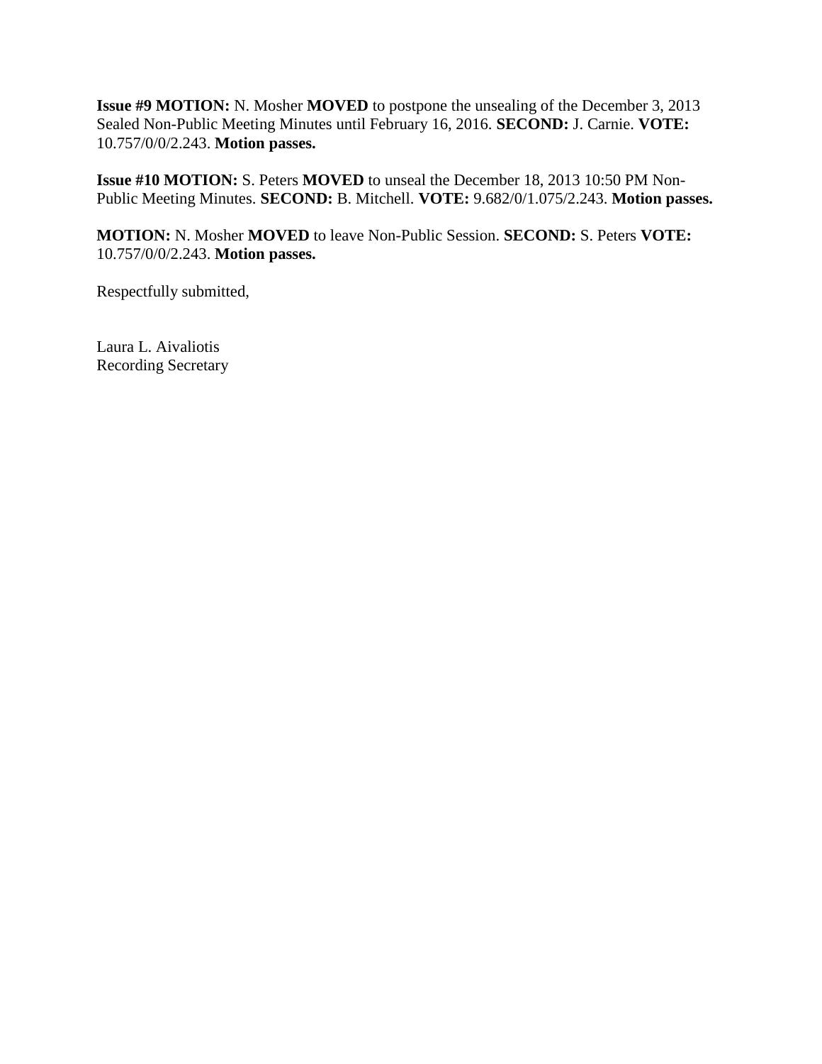**Issue #9 MOTION:** N. Mosher **MOVED** to postpone the unsealing of the December 3, 2013 Sealed Non-Public Meeting Minutes until February 16, 2016. **SECOND:** J. Carnie. **VOTE:** 10.757/0/0/2.243. **Motion passes.**

**Issue #10 MOTION:** S. Peters **MOVED** to unseal the December 18, 2013 10:50 PM Non-Public Meeting Minutes. **SECOND:** B. Mitchell. **VOTE:** 9.682/0/1.075/2.243. **Motion passes.**

**MOTION:** N. Mosher **MOVED** to leave Non-Public Session. **SECOND:** S. Peters **VOTE:** 10.757/0/0/2.243. **Motion passes.**

Respectfully submitted,

Laura L. Aivaliotis
Recording Secretary